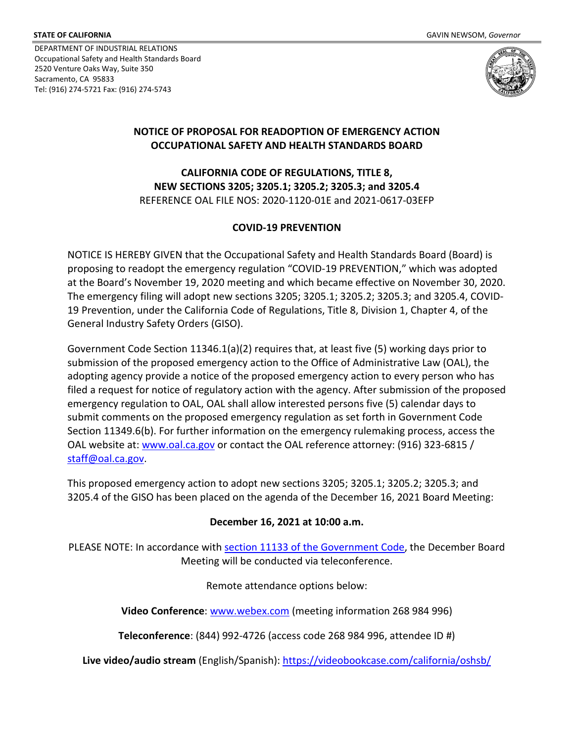**STATE OF CALIFORNIA** GAVIN NEWSOM, *Governor*

DEPARTMENT OF INDUSTRIAL RELATIONS
Occupational Safety and Health Standards Board
2520 Venture Oaks Way, Suite 350
Sacramento, CA 95833
Tel: (916) 274-5721 Fax: (916) 274-5743

## NOTICE OF PROPOSAL FOR READOPTION OF EMERGENCY ACTION OCCUPATIONAL SAFETY AND HEALTH STANDARDS BOARD

### CALIFORNIA CODE OF REGULATIONS, TITLE 8, NEW SECTIONS 3205; 3205.1; 3205.2; 3205.3; and 3205.4

REFERENCE OAL FILE NOS: 2020-1120-01E and 2021-0617-03EFP

### COVID-19 PREVENTION

NOTICE IS HEREBY GIVEN that the Occupational Safety and Health Standards Board (Board) is proposing to readopt the emergency regulation "COVID-19 PREVENTION," which was adopted at the Board's November 19, 2020 meeting and which became effective on November 30, 2020. The emergency filing will adopt new sections 3205; 3205.1; 3205.2; 3205.3; and 3205.4, COVID-19 Prevention, under the California Code of Regulations, Title 8, Division 1, Chapter 4, of the General Industry Safety Orders (GISO).

Government Code Section 11346.1(a)(2) requires that, at least five (5) working days prior to submission of the proposed emergency action to the Office of Administrative Law (OAL), the adopting agency provide a notice of the proposed emergency action to every person who has filed a request for notice of regulatory action with the agency. After submission of the proposed emergency regulation to OAL, OAL shall allow interested persons five (5) calendar days to submit comments on the proposed emergency regulation as set forth in Government Code Section 11349.6(b). For further information on the emergency rulemaking process, access the OAL website at: [www.oal.ca.gov](www.oal.ca.gov) or contact the OAL reference attorney: (916) 323-6815 / [staff@oal.ca.gov](mailto:staff@oal.ca.gov).

This proposed emergency action to adopt new sections 3205; 3205.1; 3205.2; 3205.3; and 3205.4 of the GISO has been placed on the agenda of the December 16, 2021 Board Meeting:

**December 16, 2021 at 10:00 a.m.**

PLEASE NOTE: In accordance with section 11133 of the Government Code, the December Board Meeting will be conducted via teleconference.

Remote attendance options below:

**Video Conference**: [www.webex.com](www.webex.com) (meeting information 268 984 996)

**Teleconference**: (844) 992-4726 (access code 268 984 996, attendee ID #)

**Live video/audio stream** (English/Spanish): [https://videobookcase.com/california/oshsb/](https://videobookcase.com/california/oshsb/)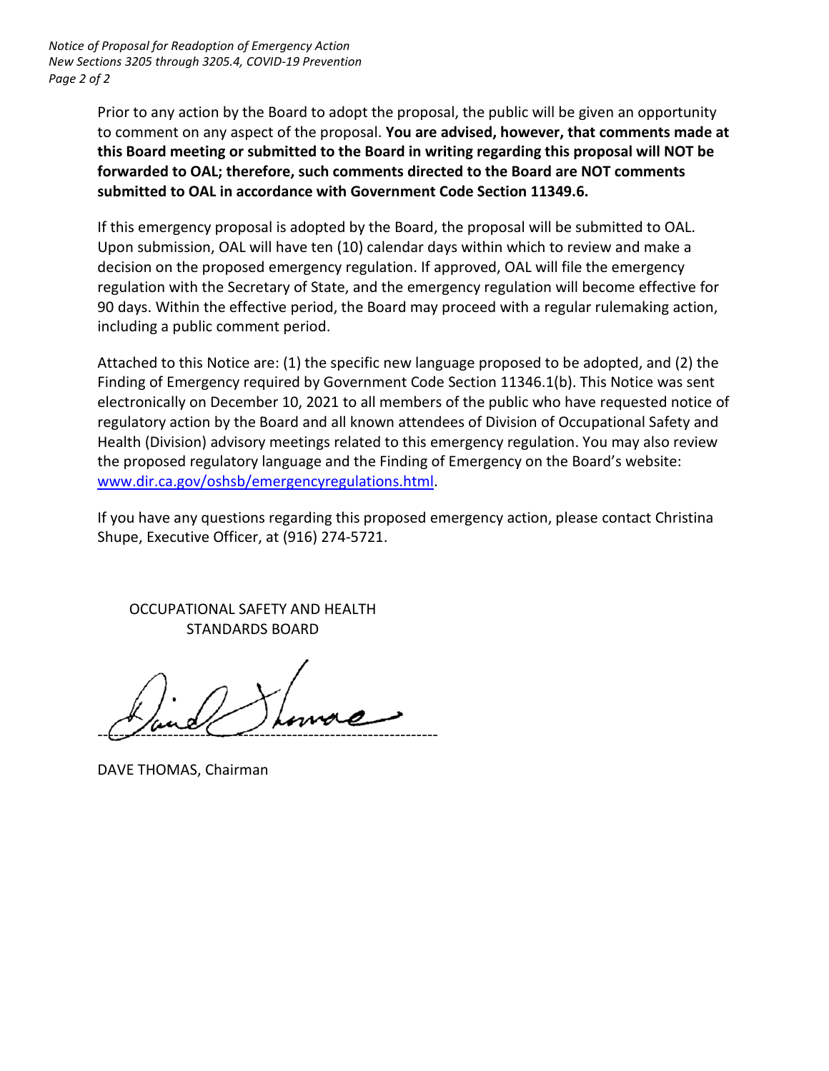Prior to any action by the Board to adopt the proposal, the public will be given an opportunity to comment on any aspect of the proposal. **You are advised, however, that comments made at this Board meeting or submitted to the Board in writing regarding this proposal will NOT be forwarded to OAL; therefore, such comments directed to the Board are NOT comments submitted to OAL in accordance with Government Code Section 11349.6.**

If this emergency proposal is adopted by the Board, the proposal will be submitted to OAL. Upon submission, OAL will have ten (10) calendar days within which to review and make a decision on the proposed emergency regulation. If approved, OAL will file the emergency regulation with the Secretary of State, and the emergency regulation will become effective for 90 days. Within the effective period, the Board may proceed with a regular rulemaking action, including a public comment period.

Attached to this Notice are: (1) the specific new language proposed to be adopted, and (2) the Finding of Emergency required by Government Code Section 11346.1(b). This Notice was sent electronically on December 10, 2021 to all members of the public who have requested notice of regulatory action by the Board and all known attendees of Division of Occupational Safety and Health (Division) advisory meetings related to this emergency regulation. You may also review the proposed regulatory language and the Finding of Emergency on the Board's website: [www.dir.ca.gov/oshsb/emergencyregulations.html](www.dir.ca.gov/oshsb/emergencyregulations.html).

If you have any questions regarding this proposed emergency action, please contact Christina Shupe, Executive Officer, at (916) 274-5721.

OCCUPATIONAL SAFETY AND HEALTH
STANDARDS BOARD

---------------------------------------------------------------

DAVE THOMAS, Chairman